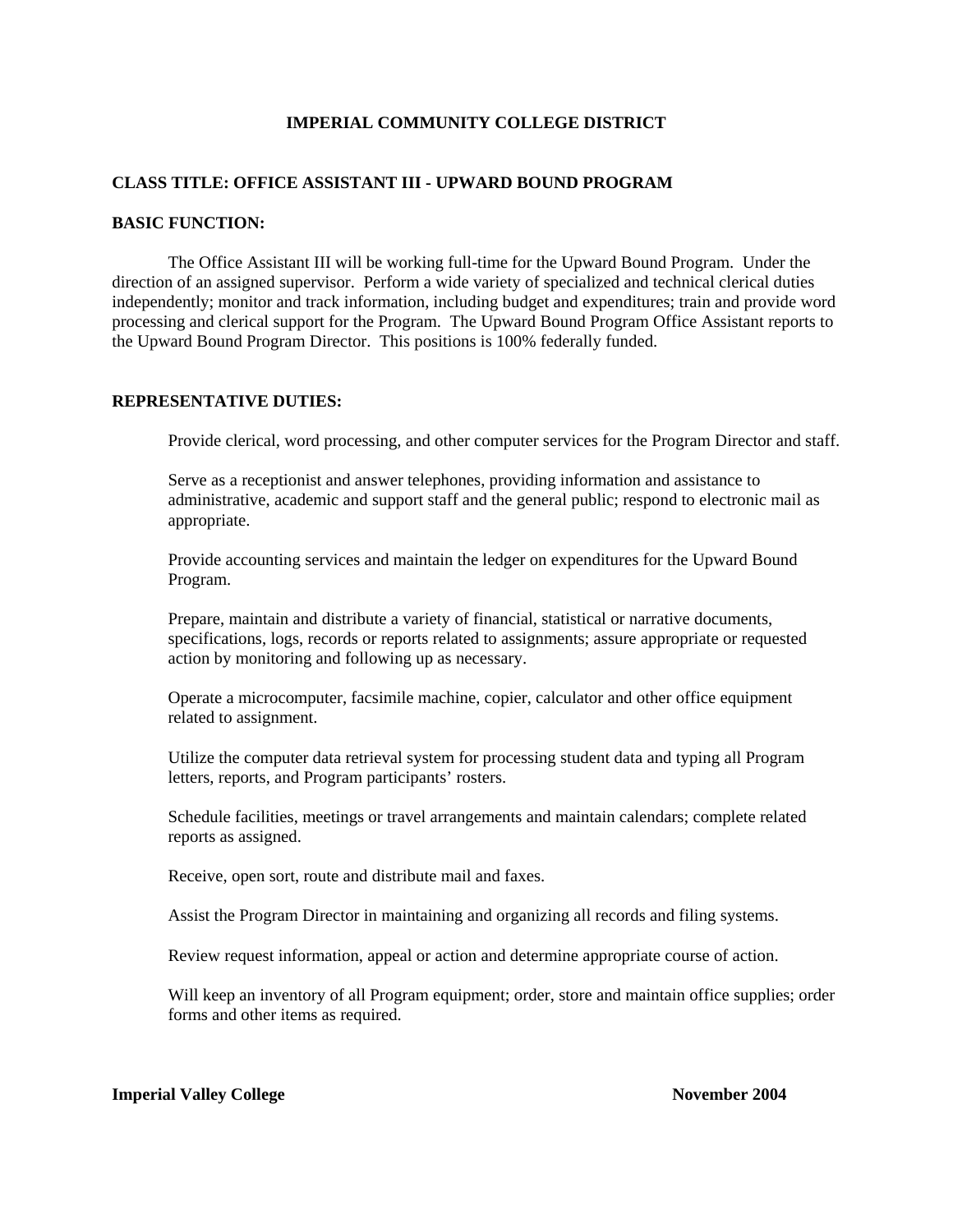# IMPERIAL COMMUNITY COLLEGE DISTRICT

## CLASS TITLE: OFFICE ASSISTANT III - UPWARD BOUND PROGRAM

### BASIC FUNCTION:

The Office Assistant III will be working full-time for the Upward Bound Program. Under the direction of an assigned supervisor. Perform a wide variety of specialized and technical clerical duties independently; monitor and track information, including budget and expenditures; train and provide word processing and clerical support for the Program. The Upward Bound Program Office Assistant reports to the Upward Bound Program Director. This positions is 100% federally funded.

### REPRESENTATIVE DUTIES:

Provide clerical, word processing, and other computer services for the Program Director and staff.

Serve as a receptionist and answer telephones, providing information and assistance to administrative, academic and support staff and the general public; respond to electronic mail as appropriate.

Provide accounting services and maintain the ledger on expenditures for the Upward Bound Program.

Prepare, maintain and distribute a variety of financial, statistical or narrative documents, specifications, logs, records or reports related to assignments; assure appropriate or requested action by monitoring and following up as necessary.

Operate a microcomputer, facsimile machine, copier, calculator and other office equipment related to assignment.

Utilize the computer data retrieval system for processing student data and typing all Program letters, reports, and Program participants' rosters.

Schedule facilities, meetings or travel arrangements and maintain calendars; complete related reports as assigned.

Receive, open sort, route and distribute mail and faxes.

Assist the Program Director in maintaining and organizing all records and filing systems.

Review request information, appeal or action and determine appropriate course of action.

Will keep an inventory of all Program equipment; order, store and maintain office supplies; order forms and other items as required.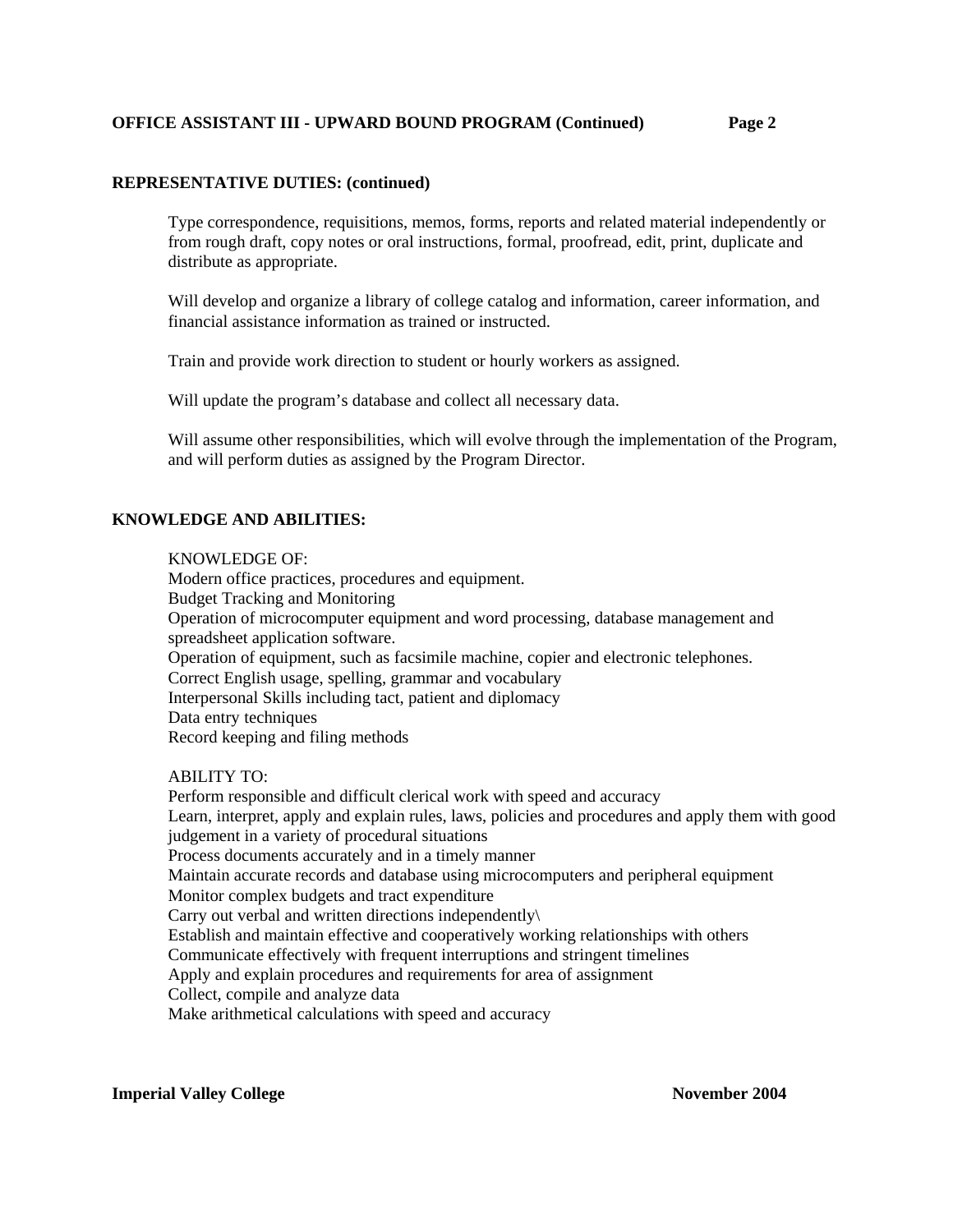## REPRESENTATIVE DUTIES: (continued)

Type correspondence, requisitions, memos, forms, reports and related material independently or from rough draft, copy notes or oral instructions, formal, proofread, edit, print, duplicate and distribute as appropriate.

Will develop and organize a library of college catalog and information, career information, and financial assistance information as trained or instructed.

Train and provide work direction to student or hourly workers as assigned.

Will update the program's database and collect all necessary data.

Will assume other responsibilities, which will evolve through the implementation of the Program, and will perform duties as assigned by the Program Director.

## KNOWLEDGE AND ABILITIES:

KNOWLEDGE OF:

- Modern office practices, procedures and equipment.
- Budget Tracking and Monitoring
- Operation of microcomputer equipment and word processing, database management and spreadsheet application software.
- Operation of equipment, such as facsimile machine, copier and electronic telephones.
- Correct English usage, spelling, grammar and vocabulary
- Interpersonal Skills including tact, patient and diplomacy
- Data entry techniques
- Record keeping and filing methods

ABILITY TO:

- Perform responsible and difficult clerical work with speed and accuracy
- Learn, interpret, apply and explain rules, laws, policies and procedures and apply them with good judgement in a variety of procedural situations
- Process documents accurately and in a timely manner
- Maintain accurate records and database using microcomputers and peripheral equipment
- Monitor complex budgets and tract expenditure
- Carry out verbal and written directions independently\
- Establish and maintain effective and cooperatively working relationships with others
- Communicate effectively with frequent interruptions and stringent timelines
- Apply and explain procedures and requirements for area of assignment
- Collect, compile and analyze data
- Make arithmetical calculations with speed and accuracy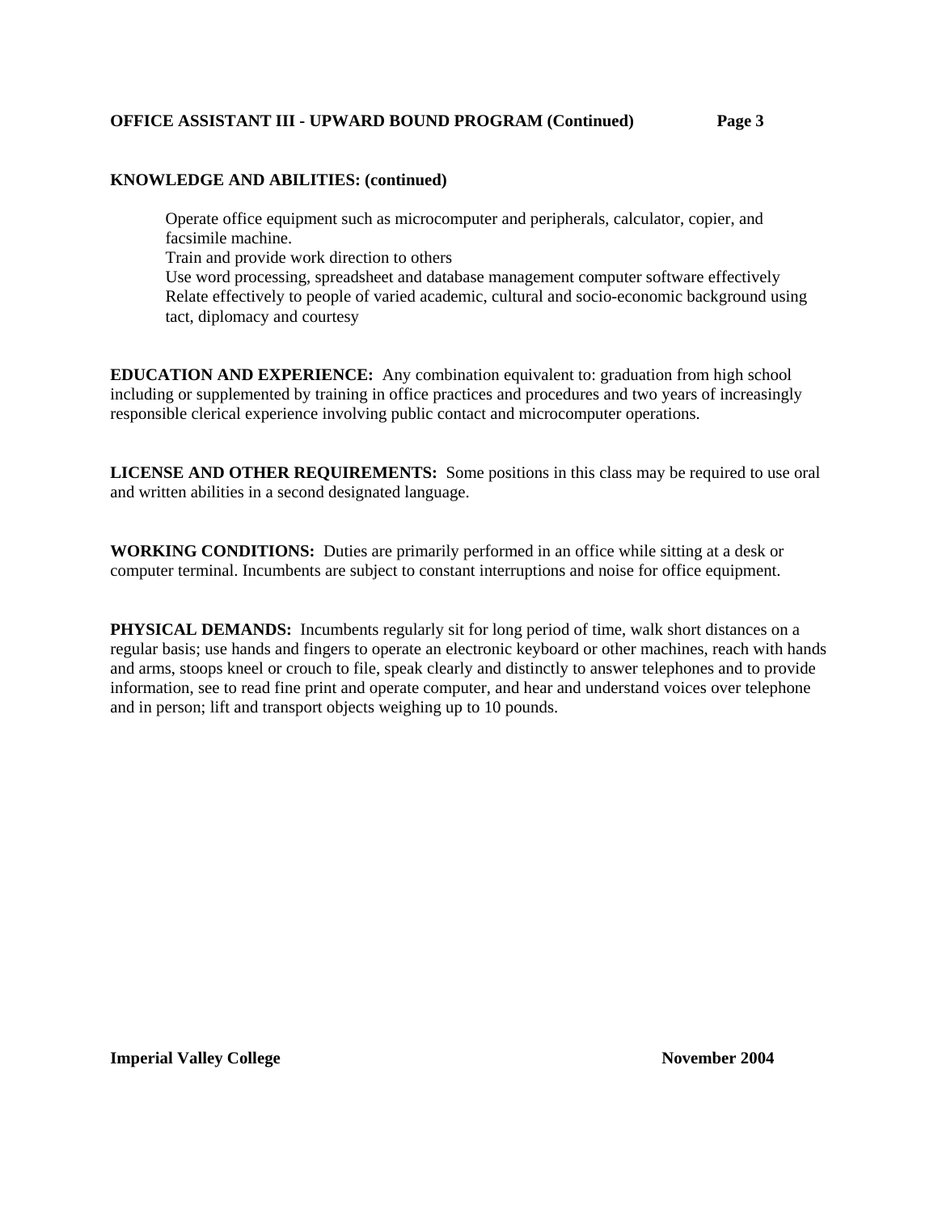**KNOWLEDGE AND ABILITIES: (continued)**

Operate office equipment such as microcomputer and peripherals, calculator, copier, and facsimile machine.
Train and provide work direction to others
Use word processing, spreadsheet and database management computer software effectively
Relate effectively to people of varied academic, cultural and socio-economic background using tact, diplomacy and courtesy

**EDUCATION AND EXPERIENCE:** Any combination equivalent to: graduation from high school including or supplemented by training in office practices and procedures and two years of increasingly responsible clerical experience involving public contact and microcomputer operations.

**LICENSE AND OTHER REQUIREMENTS:** Some positions in this class may be required to use oral and written abilities in a second designated language.

**WORKING CONDITIONS:** Duties are primarily performed in an office while sitting at a desk or computer terminal. Incumbents are subject to constant interruptions and noise for office equipment.

**PHYSICAL DEMANDS:** Incumbents regularly sit for long period of time, walk short distances on a regular basis; use hands and fingers to operate an electronic keyboard or other machines, reach with hands and arms, stoops kneel or crouch to file, speak clearly and distinctly to answer telephones and to provide information, see to read fine print and operate computer, and hear and understand voices over telephone and in person; lift and transport objects weighing up to 10 pounds.